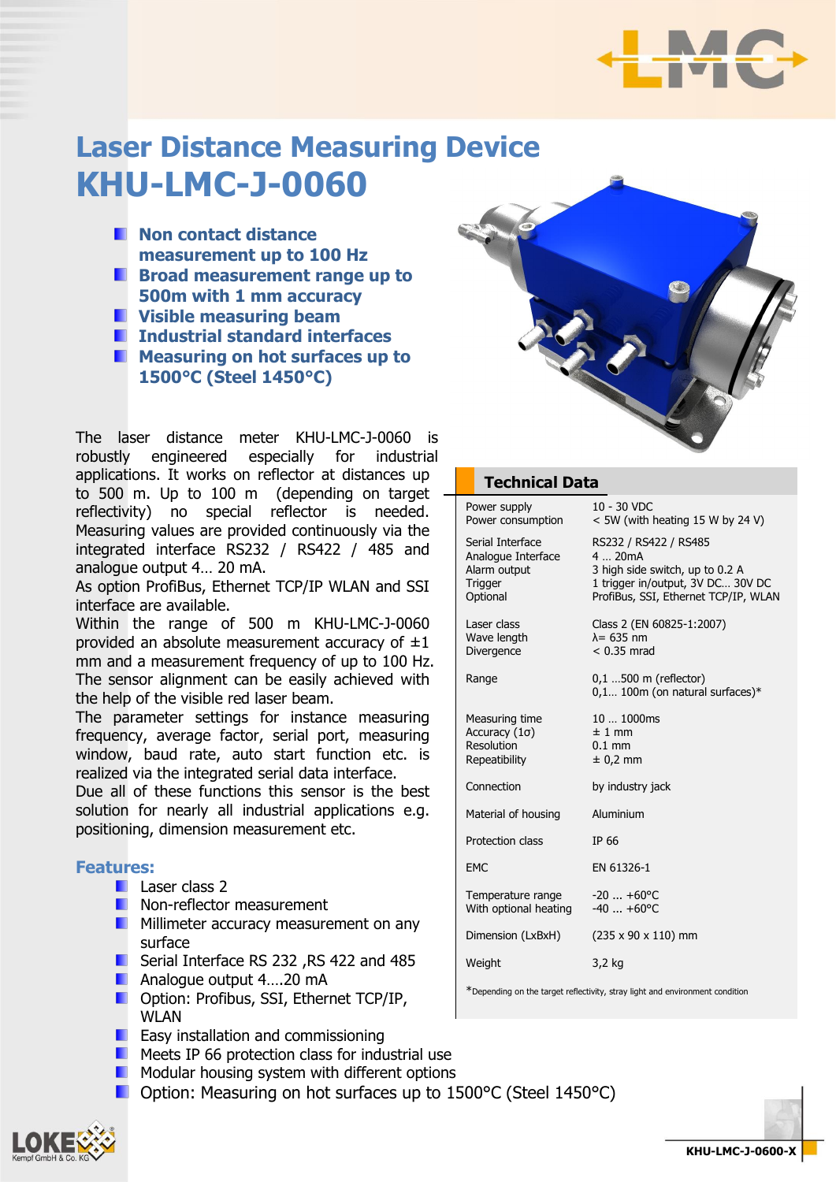# Laser Distance Measuring Device
# KHU-LMC-J-0060

- **Non contact distance measurement up to 100 Hz**
- **Broad measurement range up to 500m with 1 mm accuracy**
- **Visible measuring beam**
- **Industrial standard interfaces**
- **Measuring on hot surfaces up to 1500°C (Steel 1450°C)**

The laser distance meter KHU-LMC-J-0060 is robustly engineered especially for industrial applications. It works on reflector at distances up to 500 m. Up to 100 m (depending on target reflectivity) no special reflector is needed. Measuring values are provided continuously via the integrated interface RS232 / RS422 / 485 and analogue output 4… 20 mA.
As option ProfiBus, Ethernet TCP/IP WLAN and SSI interface are available.
Within the range of 500 m KHU-LMC-J-0060 provided an absolute measurement accuracy of ±1 mm and a measurement frequency of up to 100 Hz.
The sensor alignment can be easily achieved with the help of the visible red laser beam.
The parameter settings for instance measuring frequency, average factor, serial port, measuring window, baud rate, auto start function etc. is realized via the integrated serial data interface.
Due all of these functions this sensor is the best solution for nearly all industrial applications e.g. positioning, dimension measurement etc.

## Features:

- Laser class 2
- Non-reflector measurement
- Millimeter accuracy measurement on any surface
- Serial Interface RS 232 ,RS 422 and 485
- Analogue output 4….20 mA
- Option: Profibus, SSI, Ethernet TCP/IP, WLAN
- Easy installation and commissioning
- Meets IP 66 protection class for industrial use
- Modular housing system with different options
- Option: Measuring on hot surfaces up to 1500°C (Steel 1450°C)

## Technical Data

| | |
|---|---|
| Power supply | 10 - 30 VDC |
| Power consumption | < 5W (with heating 15 W by 24 V) |
| Serial Interface | RS232 / RS422 / RS485 |
| Analogue Interface | 4 … 20mA |
| Alarm output | 3 high side switch, up to 0.2 A |
| Trigger | 1 trigger in/output, 3V DC… 30V DC |
| Optional | ProfiBus, SSI, Ethernet TCP/IP, WLAN |
| Laser class | Class 2 (EN 60825-1:2007) |
| Wave length | λ= 635 nm |
| Divergence | < 0.35 mrad |
| Range | 0,1 …500 m (reflector)<br>0,1… 100m (on natural surfaces)* |
| Measuring time | 10 … 1000ms |
| Accuracy (1σ) | ± 1 mm |
| Resolution | 0.1 mm |
| Repeatibility | ± 0,2 mm |
| Connection | by industry jack |
| Material of housing | Aluminium |
| Protection class | IP 66 |
| EMC | EN 61326-1 |
| Temperature range | -20 ... +60°C |
| With optional heating | -40 ... +60°C |
| Dimension (LxBxH) | (235 x 90 x 110) mm |
| Weight | 3,2 kg |

*Depending on the target reflectivity, stray light and environment condition

KHU-LMC-J-0600-X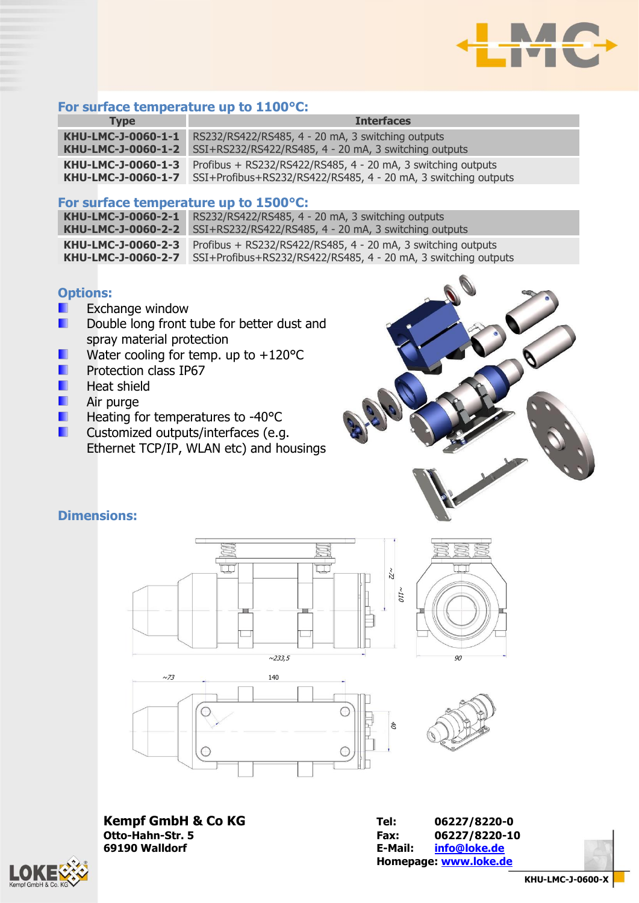### For surface temperature up to 1100°C:

| Type | Interfaces |
|---|---|
| **KHU-LMC-J-0060-1-1** | RS232/RS422/RS485, 4 - 20 mA, 3 switching outputs |
| **KHU-LMC-J-0060-1-2** | SSI+RS232/RS422/RS485, 4 - 20 mA, 3 switching outputs |
| **KHU-LMC-J-0060-1-3** | Profibus + RS232/RS422/RS485, 4 - 20 mA, 3 switching outputs |
| **KHU-LMC-J-0060-1-7** | SSI+Profibus+RS232/RS422/RS485, 4 - 20 mA, 3 switching outputs |

### For surface temperature up to 1500°C:

| Type | Interfaces |
|---|---|
| **KHU-LMC-J-0060-2-1** | RS232/RS422/RS485, 4 - 20 mA, 3 switching outputs |
| **KHU-LMC-J-0060-2-2** | SSI+RS232/RS422/RS485, 4 - 20 mA, 3 switching outputs |
| **KHU-LMC-J-0060-2-3** | Profibus + RS232/RS422/RS485, 4 - 20 mA, 3 switching outputs |
| **KHU-LMC-J-0060-2-7** | SSI+Profibus+RS232/RS422/RS485, 4 - 20 mA, 3 switching outputs |

### Options:

- Exchange window
- Double long front tube for better dust and spray material protection
- Water cooling for temp. up to +120°C
- Protection class IP67
- Heat shield
- Air purge
- Heating for temperatures to -40°C
- Customized outputs/interfaces (e.g. Ethernet TCP/IP, WLAN etc) and housings

### Dimensions:

~72 ~110 ~233,5 90 ~73 140 40

**Kempf GmbH & Co KG**
**Otto-Hahn-Str. 5**
**69190 Walldorf**

**Tel:** 06227/8220-0
**Fax:** 06227/8220-10
**E-Mail:** info@loke.de
**Homepage:** www.loke.de

**KHU-LMC-J-0600-X**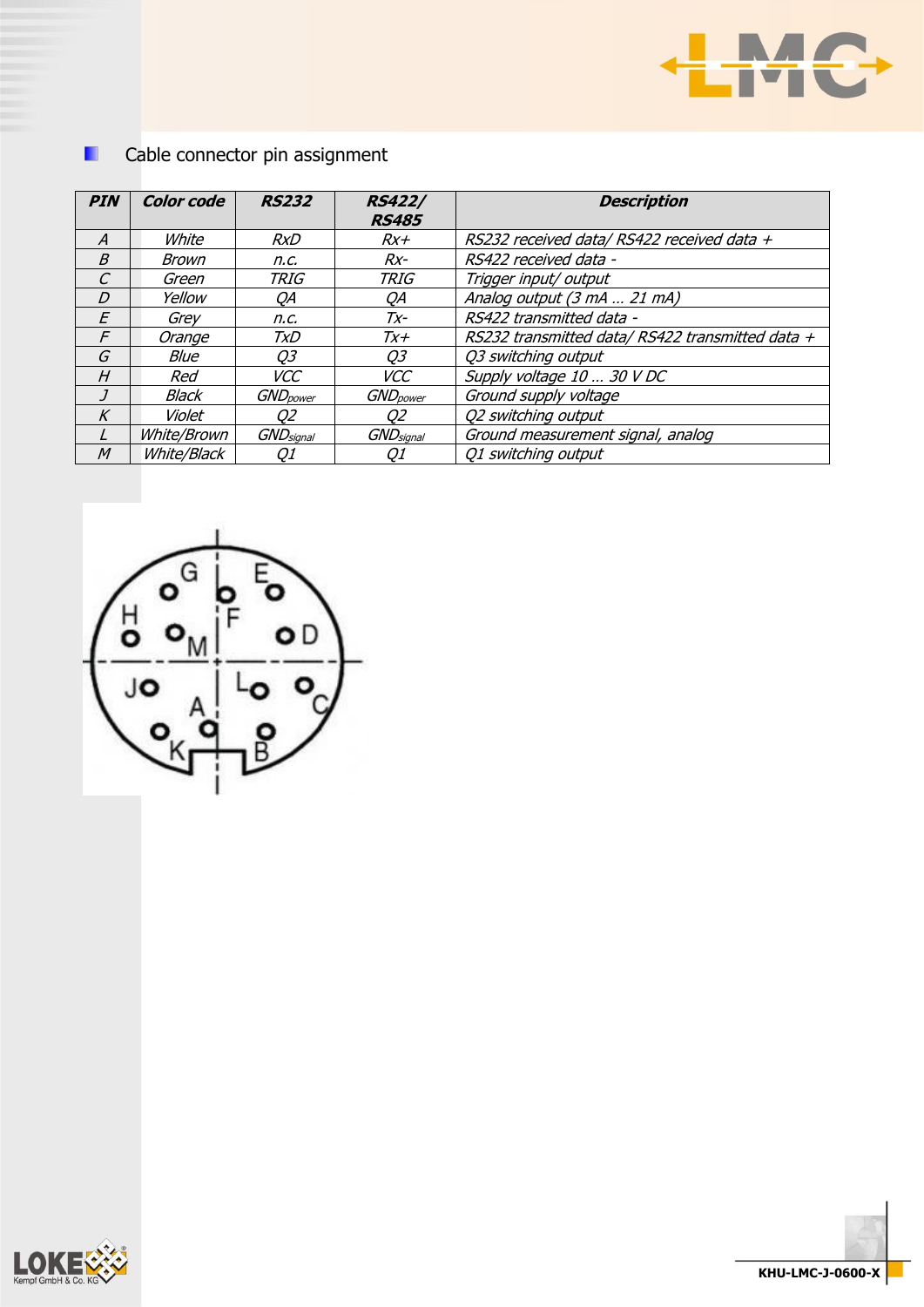## Cable connector pin assignment

| PIN | Color code | RS232 | RS422/ RS485 | Description |
|---|---|---|---|---|
| A | White | RxD | Rx+ | RS232 received data/ RS422 received data + |
| B | Brown | n.c. | Rx- | RS422 received data - |
| C | Green | TRIG | TRIG | Trigger input/ output |
| D | Yellow | QA | QA | Analog output (3 mA … 21 mA) |
| E | Grey | n.c. | Tx- | RS422 transmitted data - |
| F | Orange | TxD | Tx+ | RS232 transmitted data/ RS422 transmitted data + |
| G | Blue | Q3 | Q3 | Q3 switching output |
| H | Red | VCC | VCC | Supply voltage 10 … 30 V DC |
| J | Black | $GND_{power}$ | $GND_{power}$ | Ground supply voltage |
| K | Violet | Q2 | Q2 | Q2 switching output |
| L | White/Brown | $GND_{signal}$ | $GND_{signal}$ | Ground measurement signal, analog |
| M | White/Black | Q1 | Q1 | Q1 switching output |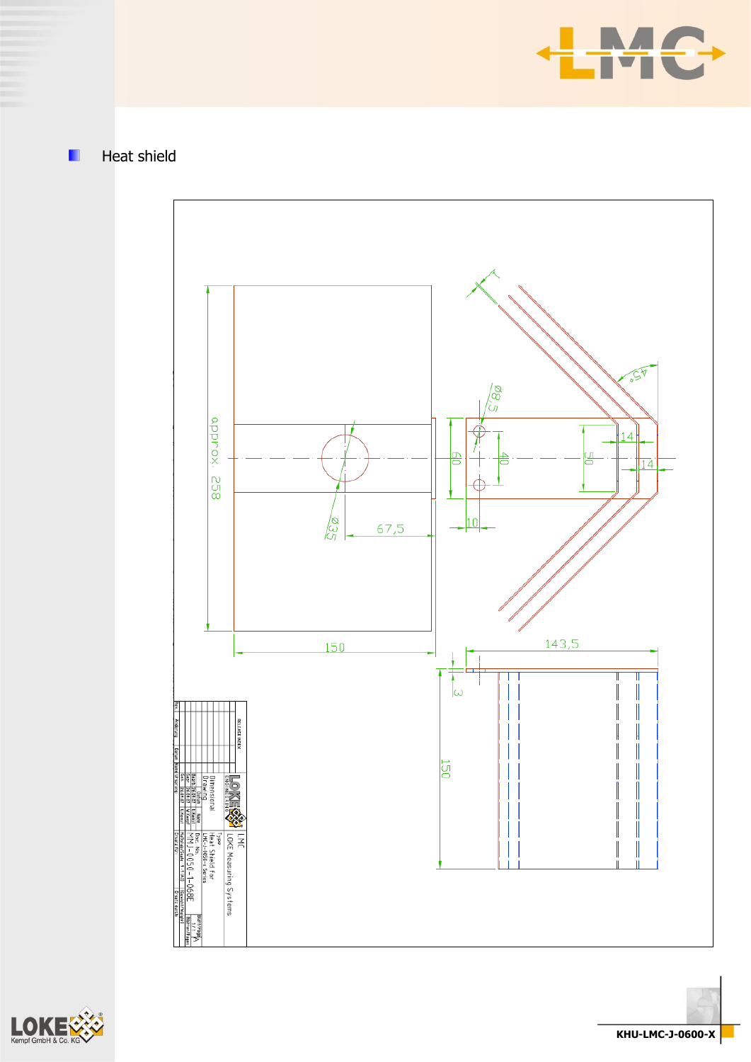## Heat shield

approx. 258

150

Ø35

67,5

Ø8,5

60

40

50

10

14

14

45°

143,5

3

150

RELEASE INDEX

LOKE ENGINEERING

LMC

LOKE Measuring Systems

Dimensional Drawing

Type: Heat Shield for LMC-J-N050-x Series

Doc. No.: NM-J-0050-1-068E

Scale: 1:1 (A3)

Blatt/Page: 1 / 1

KHU-LMC-J-0600-X